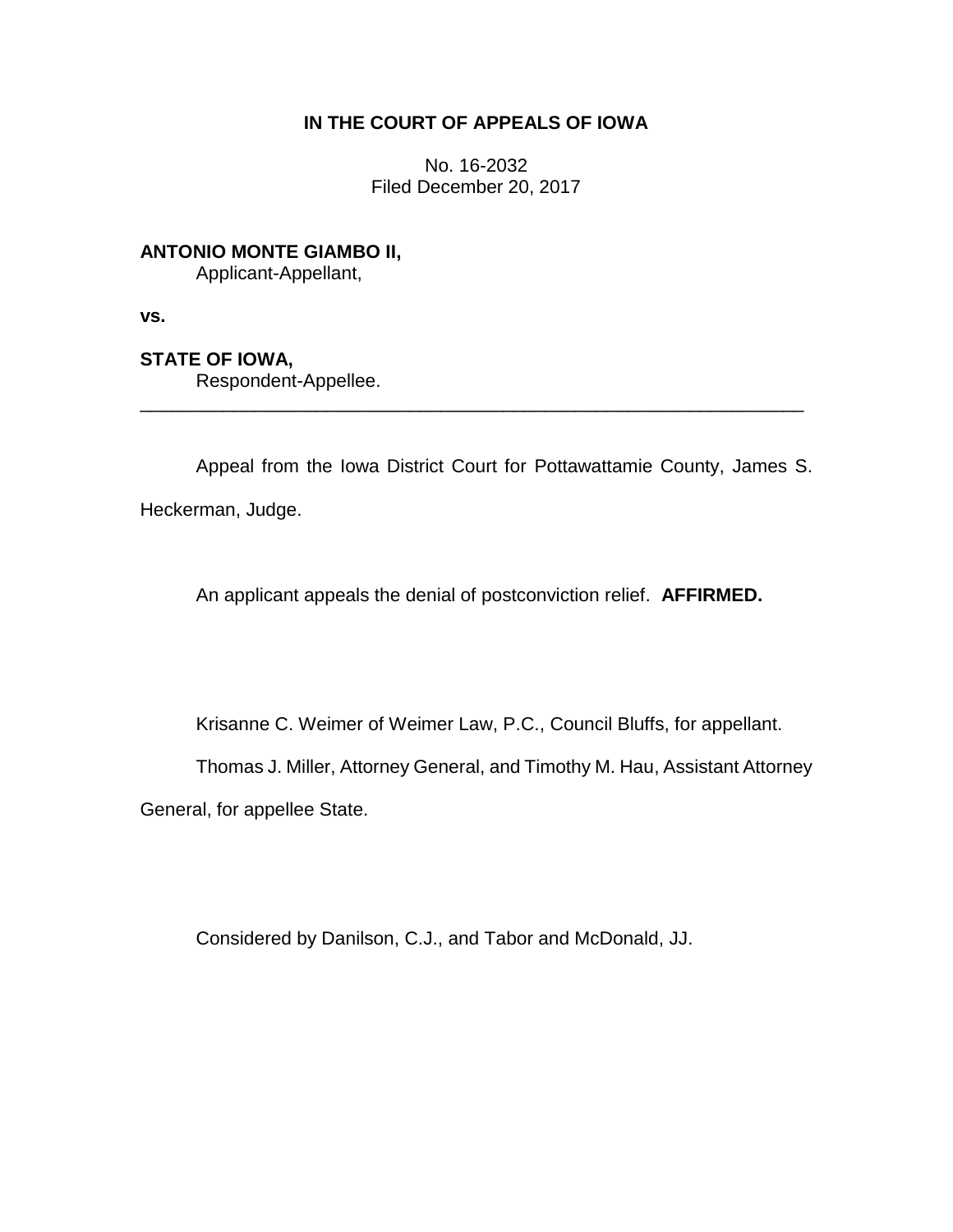# IN THE COURT OF APPEALS OF IOWA

No. 16-2032
Filed December 20, 2017

**ANTONIO MONTE GIAMBO II,**
Applicant-Appellant,

**vs.**

**STATE OF IOWA,**
Respondent-Appellee.

---

Appeal from the Iowa District Court for Pottawattamie County, James S. Heckerman, Judge.

An applicant appeals the denial of postconviction relief. **AFFIRMED.**

Krisanne C. Weimer of Weimer Law, P.C., Council Bluffs, for appellant.

Thomas J. Miller, Attorney General, and Timothy M. Hau, Assistant Attorney General, for appellee State.

Considered by Danilson, C.J., and Tabor and McDonald, JJ.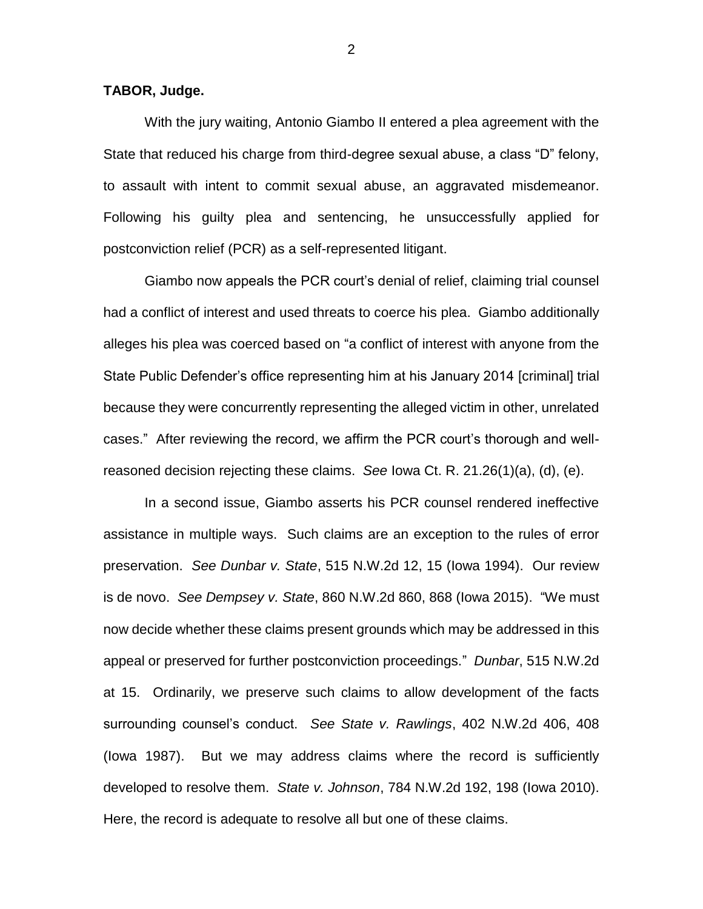**TABOR, Judge.**

With the jury waiting, Antonio Giambo II entered a plea agreement with the State that reduced his charge from third-degree sexual abuse, a class "D" felony, to assault with intent to commit sexual abuse, an aggravated misdemeanor. Following his guilty plea and sentencing, he unsuccessfully applied for postconviction relief (PCR) as a self-represented litigant.

Giambo now appeals the PCR court's denial of relief, claiming trial counsel had a conflict of interest and used threats to coerce his plea. Giambo additionally alleges his plea was coerced based on "a conflict of interest with anyone from the State Public Defender's office representing him at his January 2014 [criminal] trial because they were concurrently representing the alleged victim in other, unrelated cases." After reviewing the record, we affirm the PCR court's thorough and well-reasoned decision rejecting these claims. *See* Iowa Ct. R. 21.26(1)(a), (d), (e).

In a second issue, Giambo asserts his PCR counsel rendered ineffective assistance in multiple ways. Such claims are an exception to the rules of error preservation. *See Dunbar v. State*, 515 N.W.2d 12, 15 (Iowa 1994). Our review is de novo. *See Dempsey v. State*, 860 N.W.2d 860, 868 (Iowa 2015). "We must now decide whether these claims present grounds which may be addressed in this appeal or preserved for further postconviction proceedings." *Dunbar*, 515 N.W.2d at 15. Ordinarily, we preserve such claims to allow development of the facts surrounding counsel's conduct. *See State v. Rawlings*, 402 N.W.2d 406, 408 (Iowa 1987). But we may address claims where the record is sufficiently developed to resolve them. *State v. Johnson*, 784 N.W.2d 192, 198 (Iowa 2010). Here, the record is adequate to resolve all but one of these claims.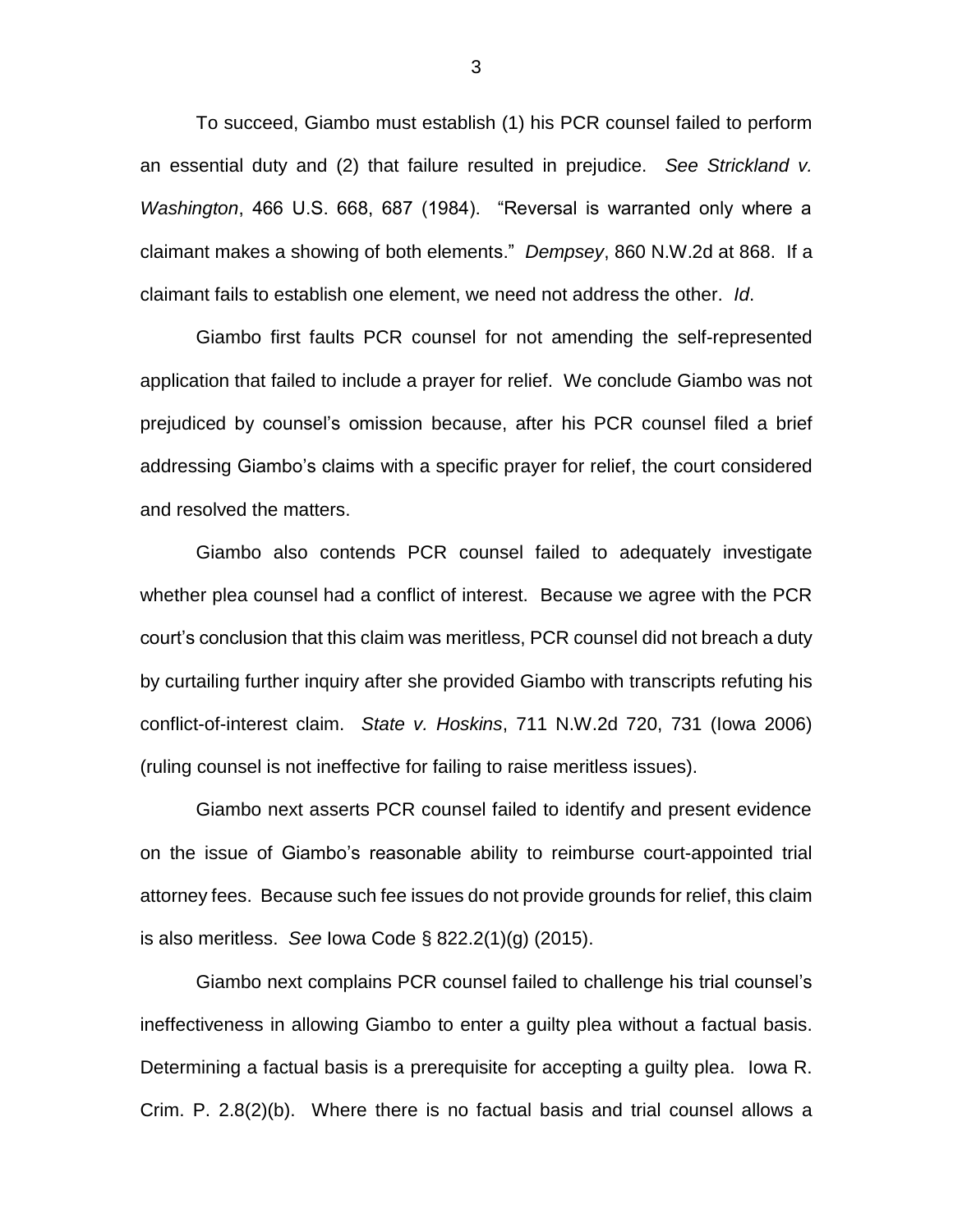To succeed, Giambo must establish (1) his PCR counsel failed to perform an essential duty and (2) that failure resulted in prejudice. *See Strickland v. Washington*, 466 U.S. 668, 687 (1984). "Reversal is warranted only where a claimant makes a showing of both elements." *Dempsey*, 860 N.W.2d at 868. If a claimant fails to establish one element, we need not address the other. *Id*.

Giambo first faults PCR counsel for not amending the self-represented application that failed to include a prayer for relief. We conclude Giambo was not prejudiced by counsel's omission because, after his PCR counsel filed a brief addressing Giambo's claims with a specific prayer for relief, the court considered and resolved the matters.

Giambo also contends PCR counsel failed to adequately investigate whether plea counsel had a conflict of interest. Because we agree with the PCR court's conclusion that this claim was meritless, PCR counsel did not breach a duty by curtailing further inquiry after she provided Giambo with transcripts refuting his conflict-of-interest claim. *State v. Hoskins*, 711 N.W.2d 720, 731 (Iowa 2006) (ruling counsel is not ineffective for failing to raise meritless issues).

Giambo next asserts PCR counsel failed to identify and present evidence on the issue of Giambo's reasonable ability to reimburse court-appointed trial attorney fees. Because such fee issues do not provide grounds for relief, this claim is also meritless. *See* Iowa Code § 822.2(1)(g) (2015).

Giambo next complains PCR counsel failed to challenge his trial counsel's ineffectiveness in allowing Giambo to enter a guilty plea without a factual basis. Determining a factual basis is a prerequisite for accepting a guilty plea. Iowa R. Crim. P. 2.8(2)(b). Where there is no factual basis and trial counsel allows a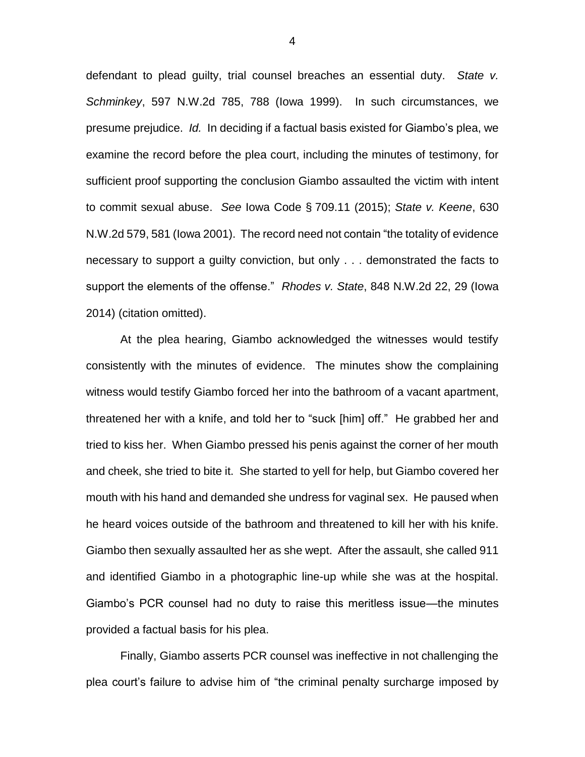defendant to plead guilty, trial counsel breaches an essential duty. *State v. Schminkey*, 597 N.W.2d 785, 788 (Iowa 1999). In such circumstances, we presume prejudice. *Id.* In deciding if a factual basis existed for Giambo's plea, we examine the record before the plea court, including the minutes of testimony, for sufficient proof supporting the conclusion Giambo assaulted the victim with intent to commit sexual abuse. *See* Iowa Code § 709.11 (2015); *State v. Keene*, 630 N.W.2d 579, 581 (Iowa 2001). The record need not contain "the totality of evidence necessary to support a guilty conviction, but only . . . demonstrated the facts to support the elements of the offense." *Rhodes v. State*, 848 N.W.2d 22, 29 (Iowa 2014) (citation omitted).

At the plea hearing, Giambo acknowledged the witnesses would testify consistently with the minutes of evidence. The minutes show the complaining witness would testify Giambo forced her into the bathroom of a vacant apartment, threatened her with a knife, and told her to "suck [him] off." He grabbed her and tried to kiss her. When Giambo pressed his penis against the corner of her mouth and cheek, she tried to bite it. She started to yell for help, but Giambo covered her mouth with his hand and demanded she undress for vaginal sex. He paused when he heard voices outside of the bathroom and threatened to kill her with his knife. Giambo then sexually assaulted her as she wept. After the assault, she called 911 and identified Giambo in a photographic line-up while she was at the hospital. Giambo's PCR counsel had no duty to raise this meritless issue—the minutes provided a factual basis for his plea.

Finally, Giambo asserts PCR counsel was ineffective in not challenging the plea court's failure to advise him of "the criminal penalty surcharge imposed by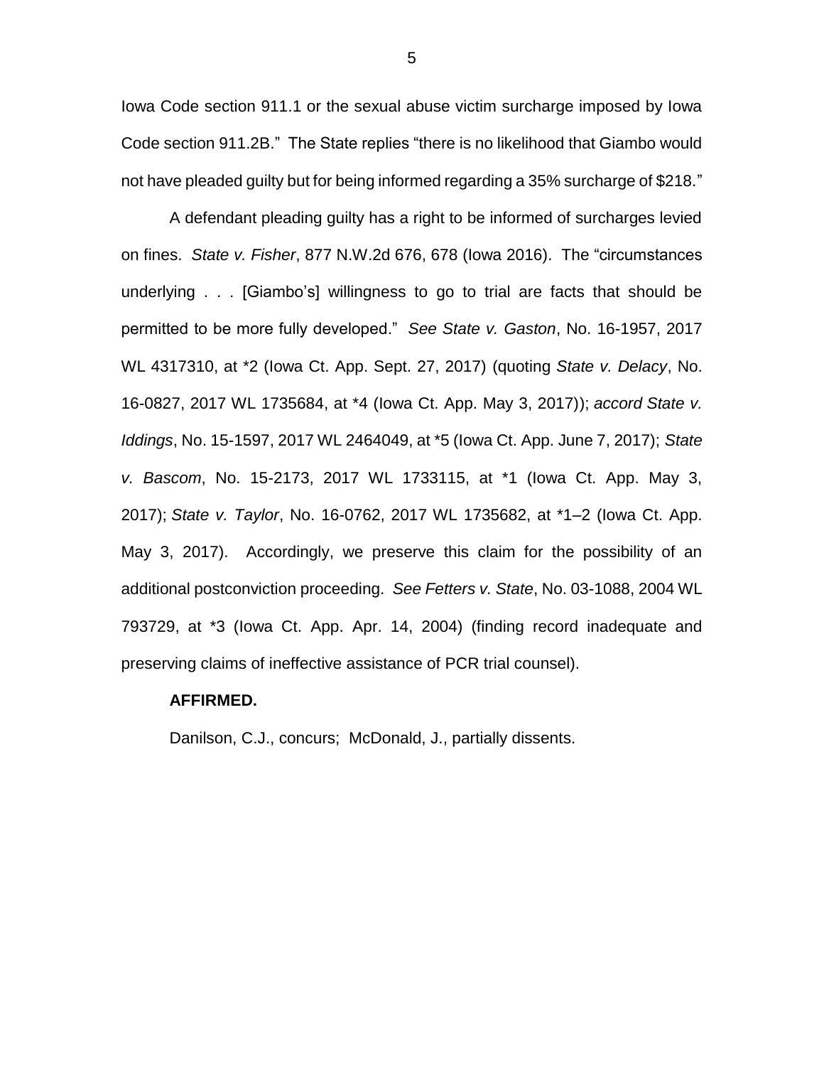Iowa Code section 911.1 or the sexual abuse victim surcharge imposed by Iowa Code section 911.2B." The State replies "there is no likelihood that Giambo would not have pleaded guilty but for being informed regarding a 35% surcharge of $218."

A defendant pleading guilty has a right to be informed of surcharges levied on fines. *State v. Fisher*, 877 N.W.2d 676, 678 (Iowa 2016). The "circumstances underlying . . . [Giambo's] willingness to go to trial are facts that should be permitted to be more fully developed." *See State v. Gaston*, No. 16-1957, 2017 WL 4317310, at *2 (Iowa Ct. App. Sept. 27, 2017) (quoting *State v. Delacy*, No. 16-0827, 2017 WL 1735684, at *4 (Iowa Ct. App. May 3, 2017)); *accord State v. Iddings*, No. 15-1597, 2017 WL 2464049, at *5 (Iowa Ct. App. June 7, 2017); *State v. Bascom*, No. 15-2173, 2017 WL 1733115, at *1 (Iowa Ct. App. May 3, 2017); *State v. Taylor*, No. 16-0762, 2017 WL 1735682, at *1–2 (Iowa Ct. App. May 3, 2017). Accordingly, we preserve this claim for the possibility of an additional postconviction proceeding. *See Fetters v. State*, No. 03-1088, 2004 WL 793729, at *3 (Iowa Ct. App. Apr. 14, 2004) (finding record inadequate and preserving claims of ineffective assistance of PCR trial counsel).

**AFFIRMED.**

Danilson, C.J., concurs; McDonald, J., partially dissents.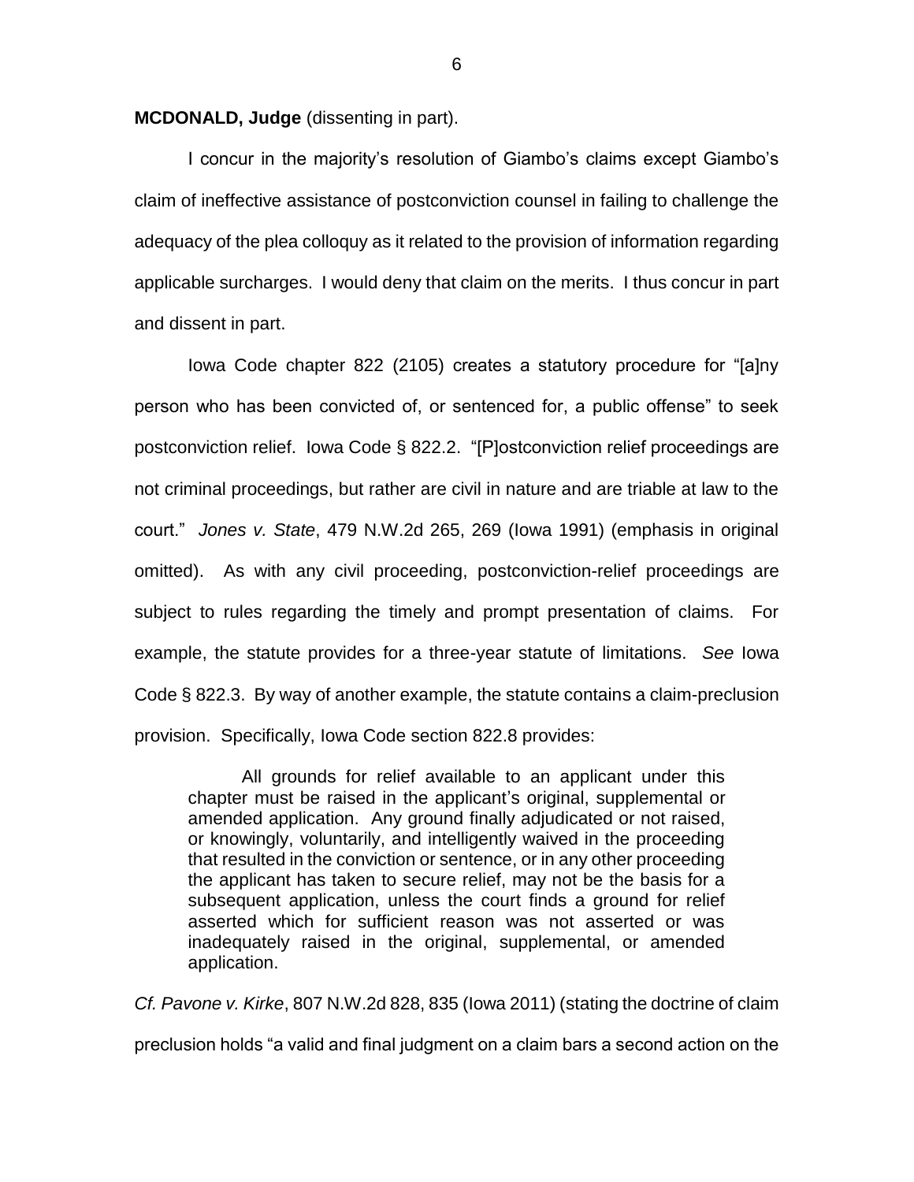**MCDONALD, Judge** (dissenting in part).

I concur in the majority's resolution of Giambo's claims except Giambo's claim of ineffective assistance of postconviction counsel in failing to challenge the adequacy of the plea colloquy as it related to the provision of information regarding applicable surcharges. I would deny that claim on the merits. I thus concur in part and dissent in part.

Iowa Code chapter 822 (2105) creates a statutory procedure for "[a]ny person who has been convicted of, or sentenced for, a public offense" to seek postconviction relief. Iowa Code § 822.2. "[P]ostconviction relief proceedings are not criminal proceedings, but rather are civil in nature and are triable at law to the court." *Jones v. State*, 479 N.W.2d 265, 269 (Iowa 1991) (emphasis in original omitted). As with any civil proceeding, postconviction-relief proceedings are subject to rules regarding the timely and prompt presentation of claims. For example, the statute provides for a three-year statute of limitations. *See* Iowa Code § 822.3. By way of another example, the statute contains a claim-preclusion provision. Specifically, Iowa Code section 822.8 provides:

> All grounds for relief available to an applicant under this chapter must be raised in the applicant's original, supplemental or amended application. Any ground finally adjudicated or not raised, or knowingly, voluntarily, and intelligently waived in the proceeding that resulted in the conviction or sentence, or in any other proceeding the applicant has taken to secure relief, may not be the basis for a subsequent application, unless the court finds a ground for relief asserted which for sufficient reason was not asserted or was inadequately raised in the original, supplemental, or amended application.

*Cf. Pavone v. Kirke*, 807 N.W.2d 828, 835 (Iowa 2011) (stating the doctrine of claim preclusion holds "a valid and final judgment on a claim bars a second action on the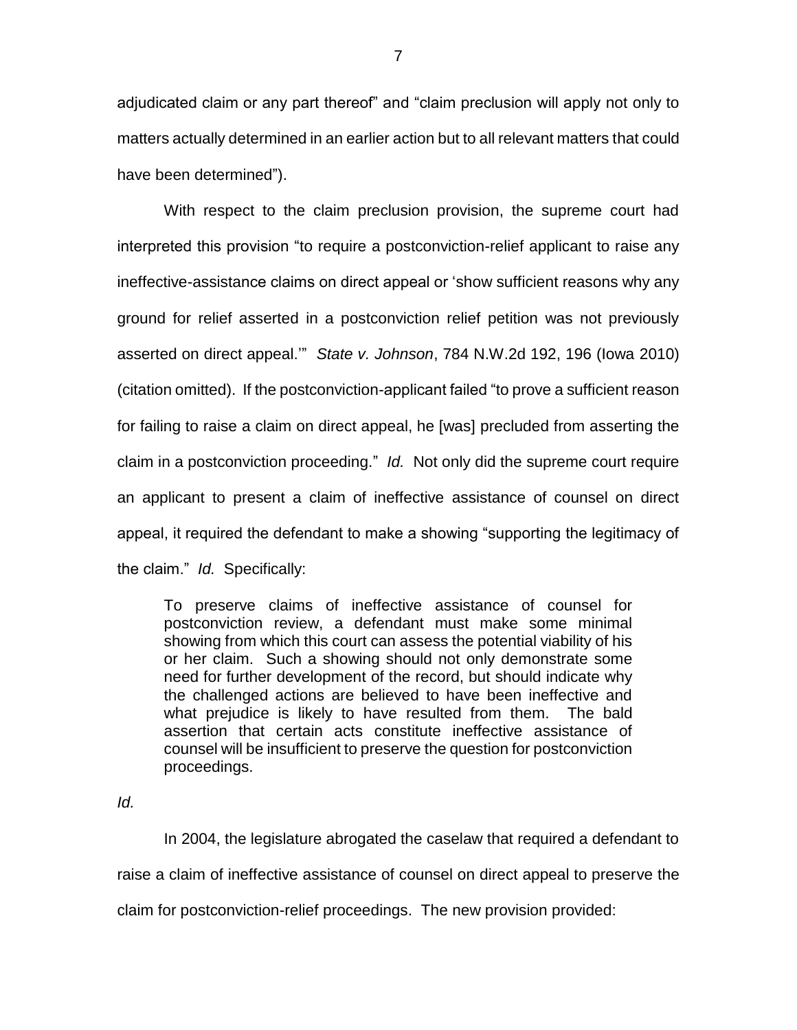adjudicated claim or any part thereof" and "claim preclusion will apply not only to matters actually determined in an earlier action but to all relevant matters that could have been determined").

With respect to the claim preclusion provision, the supreme court had interpreted this provision "to require a postconviction-relief applicant to raise any ineffective-assistance claims on direct appeal or 'show sufficient reasons why any ground for relief asserted in a postconviction relief petition was not previously asserted on direct appeal.'" *State v. Johnson*, 784 N.W.2d 192, 196 (Iowa 2010) (citation omitted). If the postconviction-applicant failed "to prove a sufficient reason for failing to raise a claim on direct appeal, he [was] precluded from asserting the claim in a postconviction proceeding." *Id.* Not only did the supreme court require an applicant to present a claim of ineffective assistance of counsel on direct appeal, it required the defendant to make a showing "supporting the legitimacy of the claim." *Id.* Specifically:

> To preserve claims of ineffective assistance of counsel for postconviction review, a defendant must make some minimal showing from which this court can assess the potential viability of his or her claim. Such a showing should not only demonstrate some need for further development of the record, but should indicate why the challenged actions are believed to have been ineffective and what prejudice is likely to have resulted from them. The bald assertion that certain acts constitute ineffective assistance of counsel will be insufficient to preserve the question for postconviction proceedings.

*Id.*

In 2004, the legislature abrogated the caselaw that required a defendant to raise a claim of ineffective assistance of counsel on direct appeal to preserve the claim for postconviction-relief proceedings. The new provision provided: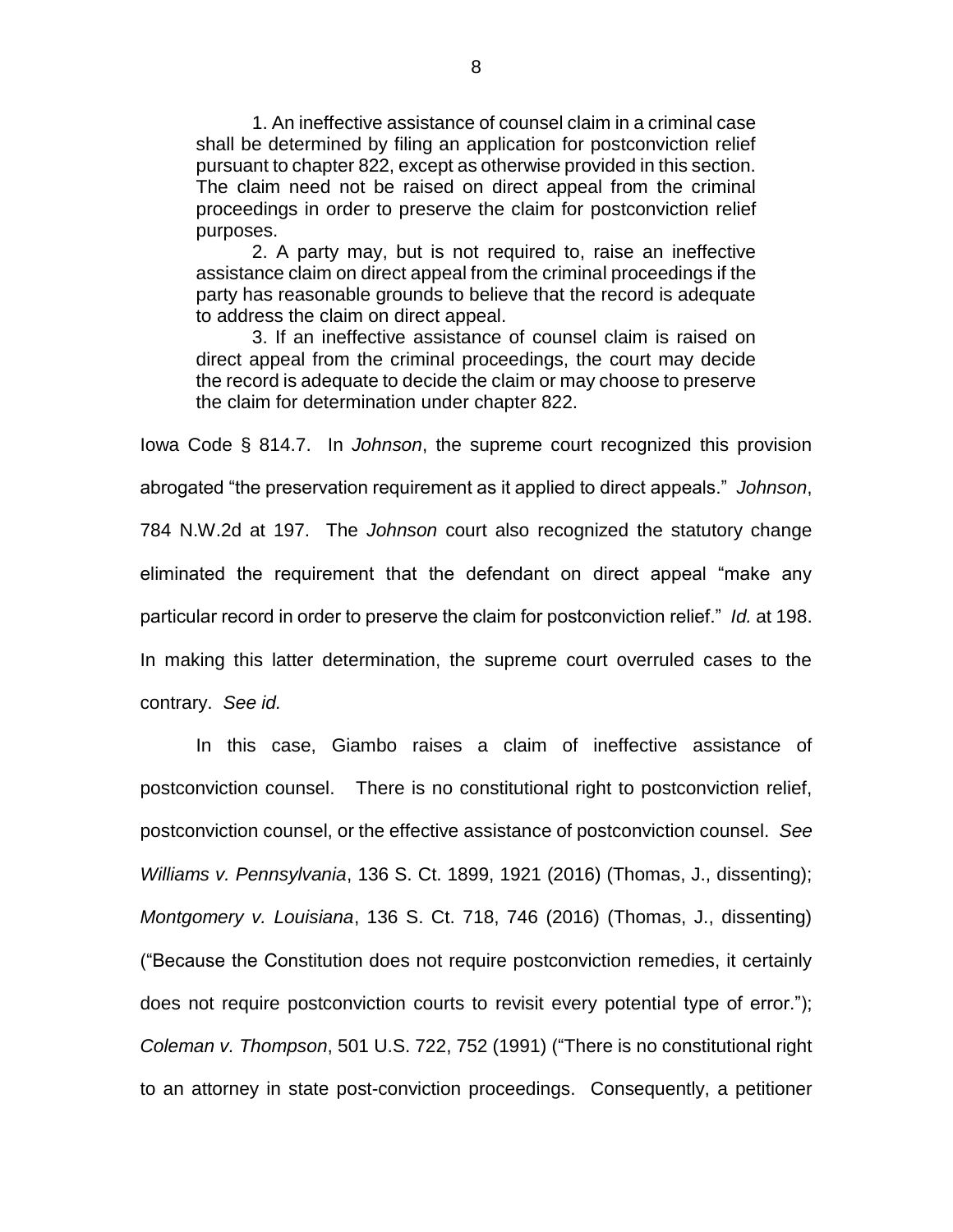> 1. An ineffective assistance of counsel claim in a criminal case shall be determined by filing an application for postconviction relief pursuant to chapter 822, except as otherwise provided in this section. The claim need not be raised on direct appeal from the criminal proceedings in order to preserve the claim for postconviction relief purposes.
>
> 2. A party may, but is not required to, raise an ineffective assistance claim on direct appeal from the criminal proceedings if the party has reasonable grounds to believe that the record is adequate to address the claim on direct appeal.
>
> 3. If an ineffective assistance of counsel claim is raised on direct appeal from the criminal proceedings, the court may decide the record is adequate to decide the claim or may choose to preserve the claim for determination under chapter 822.

Iowa Code § 814.7. In *Johnson*, the supreme court recognized this provision abrogated "the preservation requirement as it applied to direct appeals." *Johnson*, 784 N.W.2d at 197. The *Johnson* court also recognized the statutory change eliminated the requirement that the defendant on direct appeal "make any particular record in order to preserve the claim for postconviction relief." *Id.* at 198. In making this latter determination, the supreme court overruled cases to the contrary. *See id.*

In this case, Giambo raises a claim of ineffective assistance of postconviction counsel. There is no constitutional right to postconviction relief, postconviction counsel, or the effective assistance of postconviction counsel. *See Williams v. Pennsylvania*, 136 S. Ct. 1899, 1921 (2016) (Thomas, J., dissenting); *Montgomery v. Louisiana*, 136 S. Ct. 718, 746 (2016) (Thomas, J., dissenting) ("Because the Constitution does not require postconviction remedies, it certainly does not require postconviction courts to revisit every potential type of error."); *Coleman v. Thompson*, 501 U.S. 722, 752 (1991) ("There is no constitutional right to an attorney in state post-conviction proceedings. Consequently, a petitioner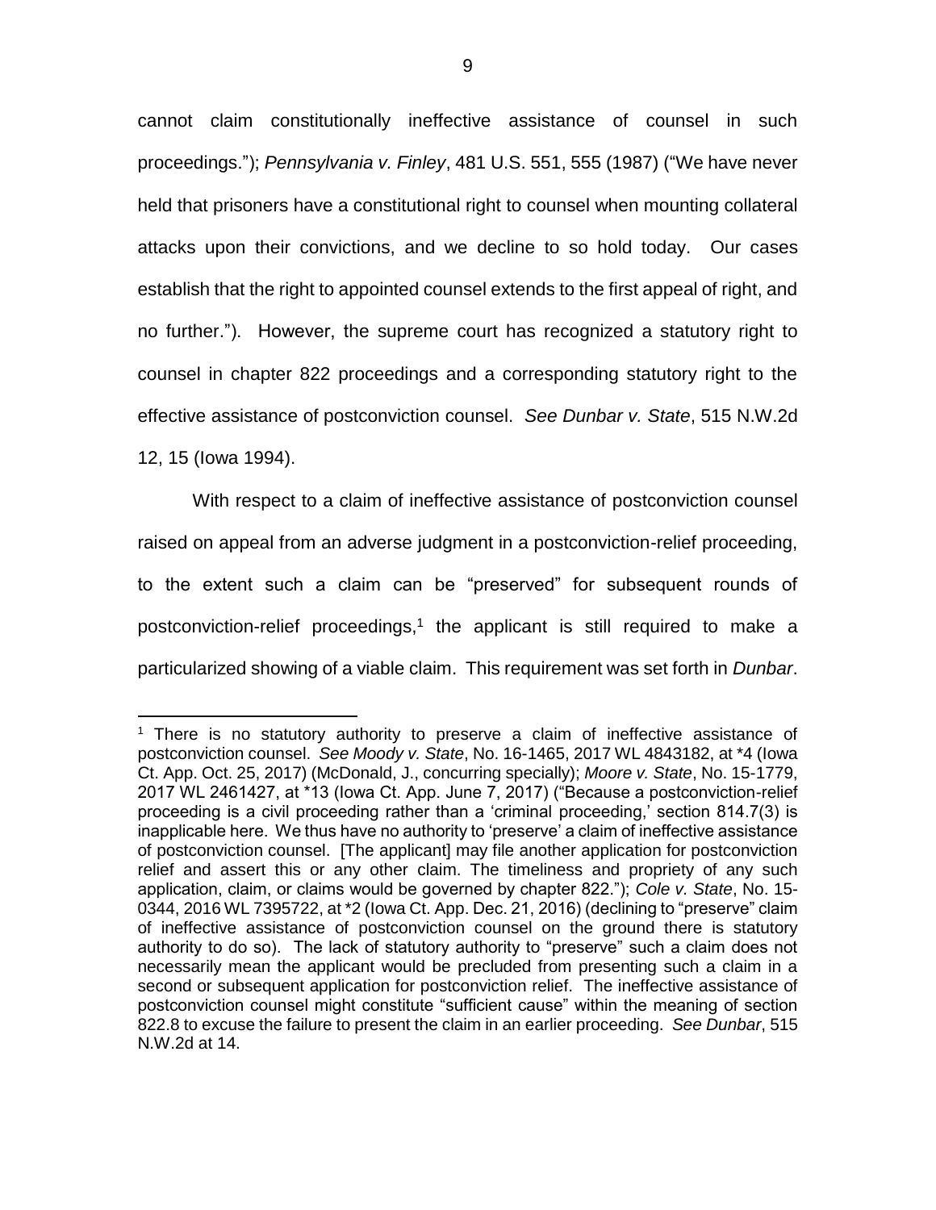cannot claim constitutionally ineffective assistance of counsel in such proceedings."); *Pennsylvania v. Finley*, 481 U.S. 551, 555 (1987) ("We have never held that prisoners have a constitutional right to counsel when mounting collateral attacks upon their convictions, and we decline to so hold today. Our cases establish that the right to appointed counsel extends to the first appeal of right, and no further."). However, the supreme court has recognized a statutory right to counsel in chapter 822 proceedings and a corresponding statutory right to the effective assistance of postconviction counsel. *See Dunbar v. State*, 515 N.W.2d 12, 15 (Iowa 1994).

With respect to a claim of ineffective assistance of postconviction counsel raised on appeal from an adverse judgment in a postconviction-relief proceeding, to the extent such a claim can be "preserved" for subsequent rounds of postconviction-relief proceedings,[1] the applicant is still required to make a particularized showing of a viable claim. This requirement was set forth in *Dunbar*.

---

[1] There is no statutory authority to preserve a claim of ineffective assistance of postconviction counsel. *See Moody v. State*, No. 16-1465, 2017 WL 4843182, at *4 (Iowa Ct. App. Oct. 25, 2017) (McDonald, J., concurring specially); *Moore v. State*, No. 15-1779, 2017 WL 2461427, at *13 (Iowa Ct. App. June 7, 2017) ("Because a postconviction-relief proceeding is a civil proceeding rather than a 'criminal proceeding,' section 814.7(3) is inapplicable here. We thus have no authority to 'preserve' a claim of ineffective assistance of postconviction counsel. [The applicant] may file another application for postconviction relief and assert this or any other claim. The timeliness and propriety of any such application, claim, or claims would be governed by chapter 822."); *Cole v. State*, No. 15-0344, 2016 WL 7395722, at *2 (Iowa Ct. App. Dec. 21, 2016) (declining to "preserve" claim of ineffective assistance of postconviction counsel on the ground there is statutory authority to do so). The lack of statutory authority to "preserve" such a claim does not necessarily mean the applicant would be precluded from presenting such a claim in a second or subsequent application for postconviction relief. The ineffective assistance of postconviction counsel might constitute "sufficient cause" within the meaning of section 822.8 to excuse the failure to present the claim in an earlier proceeding. *See Dunbar*, 515 N.W.2d at 14.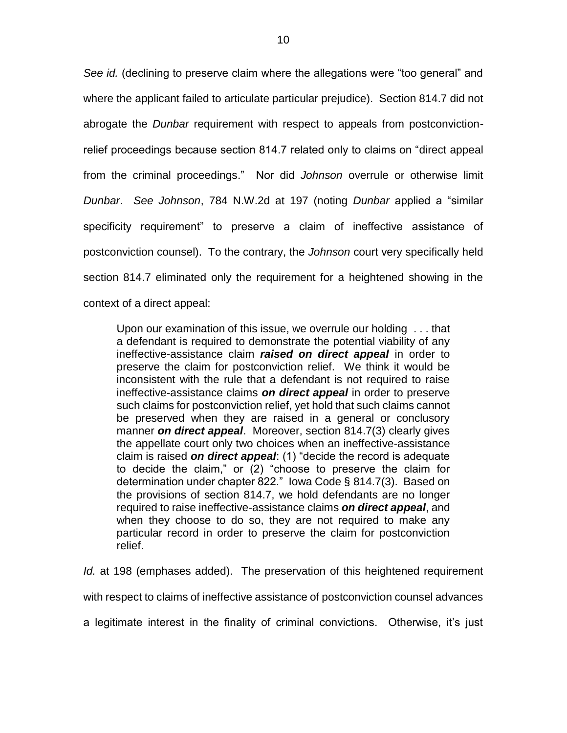*See id.* (declining to preserve claim where the allegations were "too general" and where the applicant failed to articulate particular prejudice). Section 814.7 did not abrogate the *Dunbar* requirement with respect to appeals from postconviction-relief proceedings because section 814.7 related only to claims on "direct appeal from the criminal proceedings." Nor did *Johnson* overrule or otherwise limit *Dunbar*. *See Johnson*, 784 N.W.2d at 197 (noting *Dunbar* applied a "similar specificity requirement" to preserve a claim of ineffective assistance of postconviction counsel). To the contrary, the *Johnson* court very specifically held section 814.7 eliminated only the requirement for a heightened showing in the context of a direct appeal:

> Upon our examination of this issue, we overrule our holding . . . that a defendant is required to demonstrate the potential viability of any ineffective-assistance claim ***raised on direct appeal*** in order to preserve the claim for postconviction relief. We think it would be inconsistent with the rule that a defendant is not required to raise ineffective-assistance claims ***on direct appeal*** in order to preserve such claims for postconviction relief, yet hold that such claims cannot be preserved when they are raised in a general or conclusory manner ***on direct appeal***. Moreover, section 814.7(3) clearly gives the appellate court only two choices when an ineffective-assistance claim is raised ***on direct appeal***: (1) "decide the record is adequate to decide the claim," or (2) "choose to preserve the claim for determination under chapter 822." Iowa Code § 814.7(3). Based on the provisions of section 814.7, we hold defendants are no longer required to raise ineffective-assistance claims ***on direct appeal***, and when they choose to do so, they are not required to make any particular record in order to preserve the claim for postconviction relief.

*Id.* at 198 (emphases added). The preservation of this heightened requirement with respect to claims of ineffective assistance of postconviction counsel advances a legitimate interest in the finality of criminal convictions. Otherwise, it's just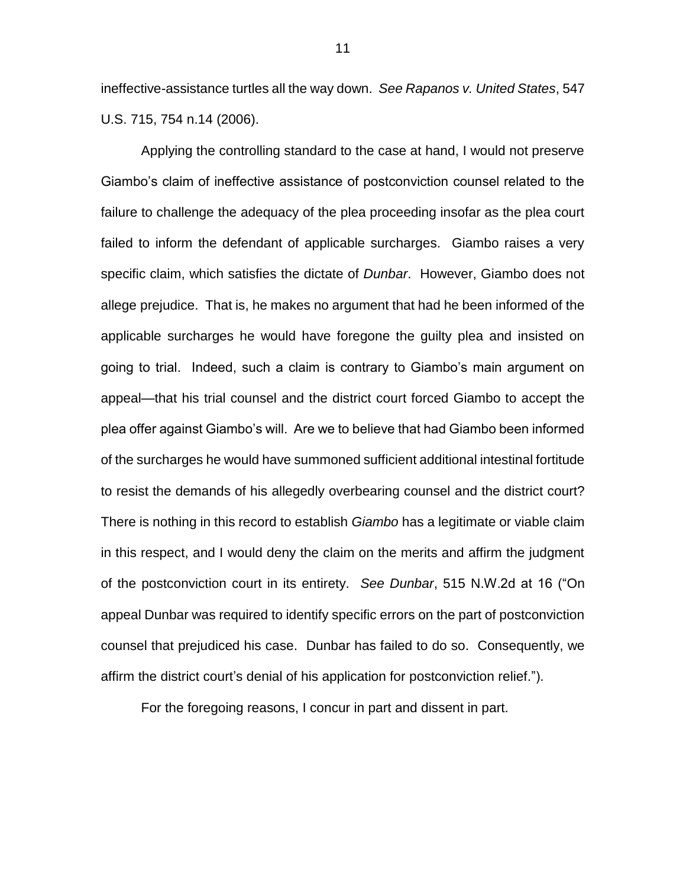ineffective-assistance turtles all the way down. *See Rapanos v. United States*, 547 U.S. 715, 754 n.14 (2006).

Applying the controlling standard to the case at hand, I would not preserve Giambo's claim of ineffective assistance of postconviction counsel related to the failure to challenge the adequacy of the plea proceeding insofar as the plea court failed to inform the defendant of applicable surcharges. Giambo raises a very specific claim, which satisfies the dictate of *Dunbar*. However, Giambo does not allege prejudice. That is, he makes no argument that had he been informed of the applicable surcharges he would have foregone the guilty plea and insisted on going to trial. Indeed, such a claim is contrary to Giambo's main argument on appeal—that his trial counsel and the district court forced Giambo to accept the plea offer against Giambo's will. Are we to believe that had Giambo been informed of the surcharges he would have summoned sufficient additional intestinal fortitude to resist the demands of his allegedly overbearing counsel and the district court? There is nothing in this record to establish *Giambo* has a legitimate or viable claim in this respect, and I would deny the claim on the merits and affirm the judgment of the postconviction court in its entirety. *See Dunbar*, 515 N.W.2d at 16 ("On appeal Dunbar was required to identify specific errors on the part of postconviction counsel that prejudiced his case. Dunbar has failed to do so. Consequently, we affirm the district court's denial of his application for postconviction relief.").

For the foregoing reasons, I concur in part and dissent in part.